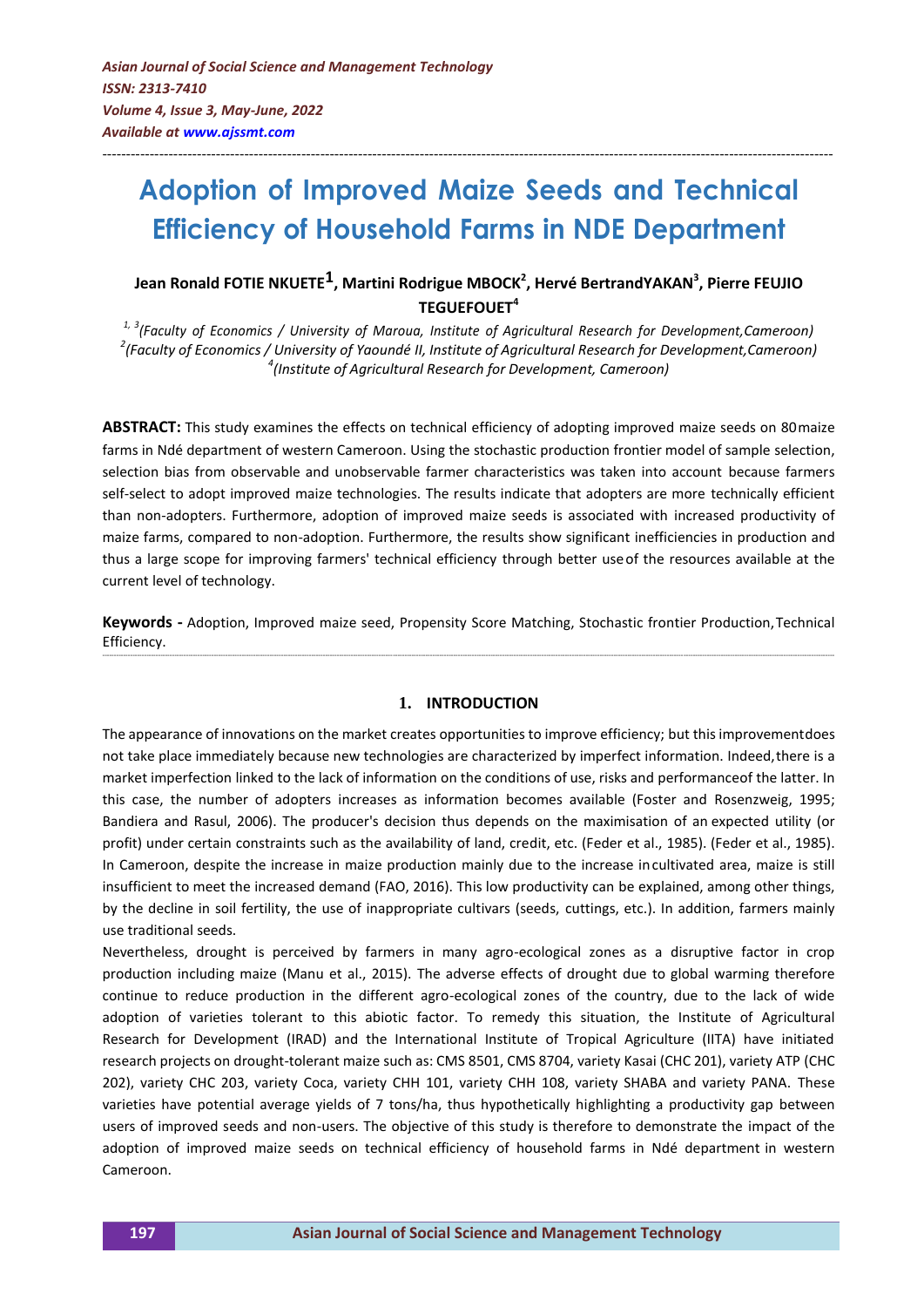# Adoption of Improved Maize Seeds and Technical Efficiency of Household Farms in NDE Department

**Jean Ronald FOTIE NKUETE[1], Martini Rodrigue MBOCK[2], Hervé BertrandYAKAN[3], Pierre FEUJIO TEGUEFOUET[4]**

[1, 3](Faculty of Economics / University of Maroua, Institute of Agricultural Research for Development,Cameroon)
[2](Faculty of Economics / University of Yaoundé II, Institute of Agricultural Research for Development,Cameroon)
[4](Institute of Agricultural Research for Development, Cameroon)

**ABSTRACT:** This study examines the effects on technical efficiency of adopting improved maize seeds on 80maize farms in Ndé department of western Cameroon. Using the stochastic production frontier model of sample selection, selection bias from observable and unobservable farmer characteristics was taken into account because farmers self-select to adopt improved maize technologies. The results indicate that adopters are more technically efficient than non-adopters. Furthermore, adoption of improved maize seeds is associated with increased productivity of maize farms, compared to non-adoption. Furthermore, the results show significant inefficiencies in production and thus a large scope for improving farmers' technical efficiency through better use of the resources available at the current level of technology.

**Keywords -** Adoption, Improved maize seed, Propensity Score Matching, Stochastic frontier Production, Technical Efficiency.

## 1. INTRODUCTION

The appearance of innovations on the market creates opportunities to improve efficiency; but this improvementdoes not take place immediately because new technologies are characterized by imperfect information. Indeed,there is a market imperfection linked to the lack of information on the conditions of use, risks and performanceof the latter. In this case, the number of adopters increases as information becomes available (Foster and Rosenzweig, 1995; Bandiera and Rasul, 2006). The producer's decision thus depends on the maximisation of an expected utility (or profit) under certain constraints such as the availability of land, credit, etc. (Feder et al., 1985). (Feder et al., 1985). In Cameroon, despite the increase in maize production mainly due to the increase in cultivated area, maize is still insufficient to meet the increased demand (FAO, 2016). This low productivity can be explained, among other things, by the decline in soil fertility, the use of inappropriate cultivars (seeds, cuttings, etc.). In addition, farmers mainly use traditional seeds.

Nevertheless, drought is perceived by farmers in many agro-ecological zones as a disruptive factor in crop production including maize (Manu et al., 2015). The adverse effects of drought due to global warming therefore continue to reduce production in the different agro-ecological zones of the country, due to the lack of wide adoption of varieties tolerant to this abiotic factor. To remedy this situation, the Institute of Agricultural Research for Development (IRAD) and the International Institute of Tropical Agriculture (IITA) have initiated research projects on drought-tolerant maize such as: CMS 8501, CMS 8704, variety Kasai (CHC 201), variety ATP (CHC 202), variety CHC 203, variety Coca, variety CHH 101, variety CHH 108, variety SHABA and variety PANA. These varieties have potential average yields of 7 tons/ha, thus hypothetically highlighting a productivity gap between users of improved seeds and non-users. The objective of this study is therefore to demonstrate the impact of the adoption of improved maize seeds on technical efficiency of household farms in Ndé department in western Cameroon.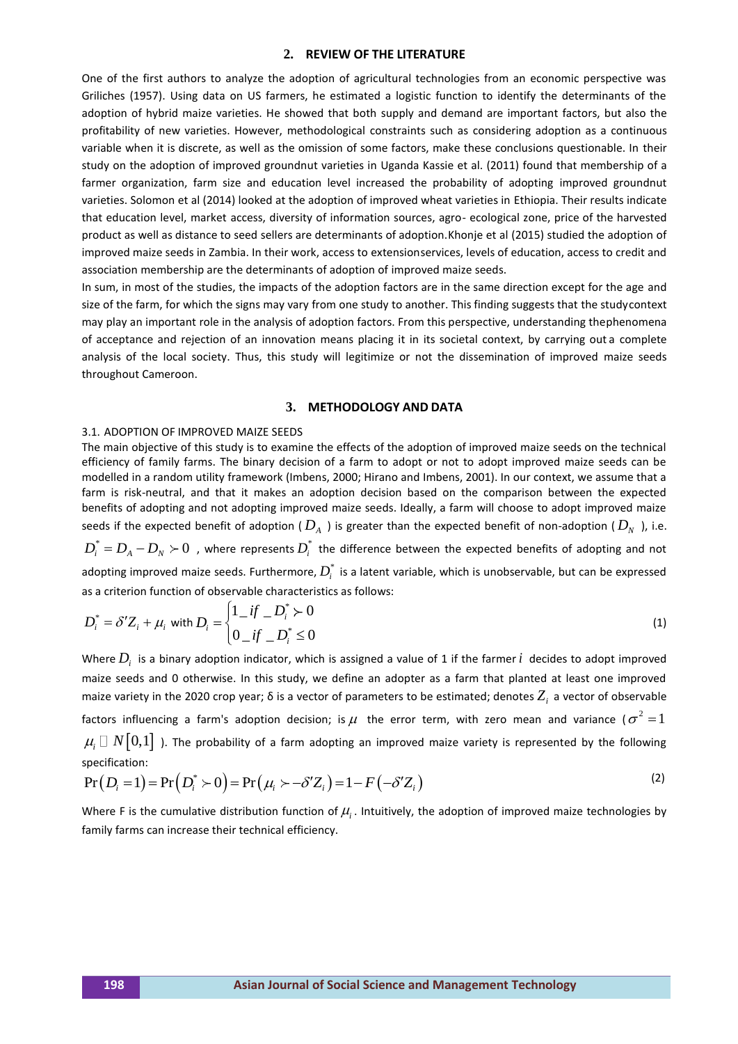## 2. REVIEW OF THE LITERATURE

One of the first authors to analyze the adoption of agricultural technologies from an economic perspective was Griliches (1957). Using data on US farmers, he estimated a logistic function to identify the determinants of the adoption of hybrid maize varieties. He showed that both supply and demand are important factors, but also the profitability of new varieties. However, methodological constraints such as considering adoption as a continuous variable when it is discrete, as well as the omission of some factors, make these conclusions questionable. In their study on the adoption of improved groundnut varieties in Uganda Kassie et al. (2011) found that membership of a farmer organization, farm size and education level increased the probability of adopting improved groundnut varieties. Solomon et al (2014) looked at the adoption of improved wheat varieties in Ethiopia. Their results indicate that education level, market access, diversity of information sources, agro- ecological zone, price of the harvested product as well as distance to seed sellers are determinants of adoption.Khonje et al (2015) studied the adoption of improved maize seeds in Zambia. In their work, access to extensionservices, levels of education, access to credit and association membership are the determinants of adoption of improved maize seeds.

In sum, in most of the studies, the impacts of the adoption factors are in the same direction except for the age and size of the farm, for which the signs may vary from one study to another. This finding suggests that the studycontext may play an important role in the analysis of adoption factors. From this perspective, understanding thephenomena of acceptance and rejection of an innovation means placing it in its societal context, by carrying out a complete analysis of the local society. Thus, this study will legitimize or not the dissemination of improved maize seeds throughout Cameroon.

## 3. METHODOLOGY AND DATA

### 3.1. ADOPTION OF IMPROVED MAIZE SEEDS

The main objective of this study is to examine the effects of the adoption of improved maize seeds on the technical efficiency of family farms. The binary decision of a farm to adopt or not to adopt improved maize seeds can be modelled in a random utility framework (Imbens, 2000; Hirano and Imbens, 2001). In our context, we assume that a farm is risk-neutral, and that it makes an adoption decision based on the comparison between the expected benefits of adopting and not adopting improved maize seeds. Ideally, a farm will choose to adopt improved maize seeds if the expected benefit of adoption ( $D_A$ ) is greater than the expected benefit of non-adoption ( $D_N$ ), i.e. $D_i^* = D_A - D_N \succ 0$ , where represents $D_i^*$ the difference between the expected benefits of adopting and not adopting improved maize seeds. Furthermore, $D_i^*$ is a latent variable, which is unobservable, but can be expressed as a criterion function of observable characteristics as follows:

$$D_i^* = \delta' Z_i + \mu_i \text{ with } D_i = \begin{cases} 1\_if\ \_D_i^* \succ 0 \\ 0\_if\ \_D_i^* \leq 0 \end{cases} \tag{1}$$

Where $D_i$ is a binary adoption indicator, which is assigned a value of 1 if the farmer $i$ decides to adopt improved maize seeds and 0 otherwise. In this study, we define an adopter as a farm that planted at least one improved maize variety in the 2020 crop year; δ is a vector of parameters to be estimated; denotes $Z_i$ a vector of observable factors influencing a farm's adoption decision; is $\mu$ the error term, with zero mean and variance ( $\sigma^2 = 1$ $\mu_i \sim N[0,1]$ ). The probability of a farm adopting an improved maize variety is represented by the following specification:

$$\Pr(D_i = 1) = \Pr(D_i^* \succ 0) = \Pr(\mu_i \succ -\delta' Z_i) = 1 - F(-\delta' Z_i) \tag{2}$$

Where F is the cumulative distribution function of $\mu_i$. Intuitively, the adoption of improved maize technologies by family farms can increase their technical efficiency.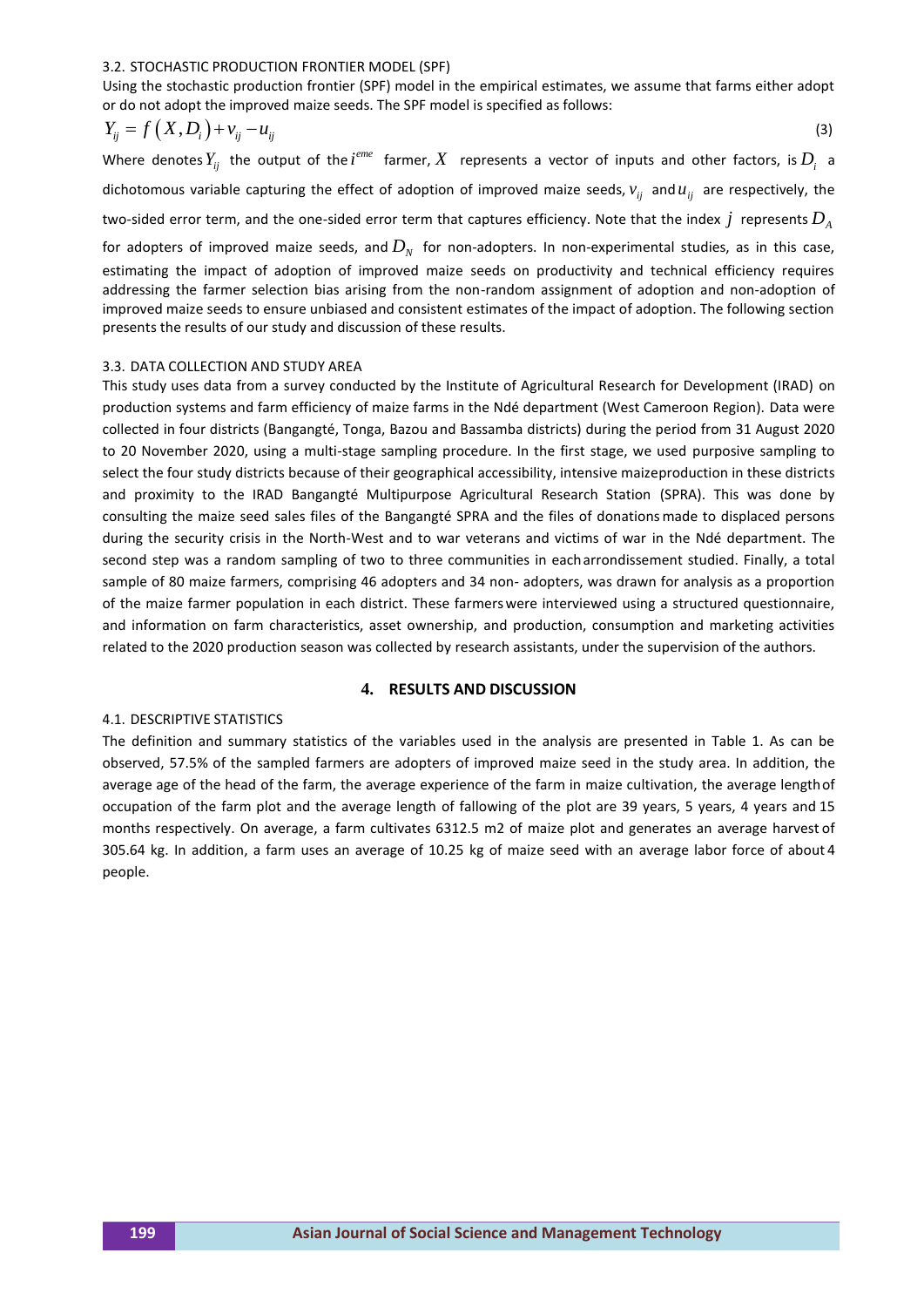### 3.2. STOCHASTIC PRODUCTION FRONTIER MODEL (SPF)

Using the stochastic production frontier (SPF) model in the empirical estimates, we assume that farms either adopt or do not adopt the improved maize seeds. The SPF model is specified as follows:

$$Y_{ij} = f\left(X, D_i\right) + v_{ij} - u_{ij} \tag{3}$$

Where denotes $Y_{ij}$ the output of the $i^{eme}$ farmer, $X$ represents a vector of inputs and other factors, is $D_i$ a dichotomous variable capturing the effect of adoption of improved maize seeds, $v_{ij}$ and $u_{ij}$ are respectively, the two-sided error term, and the one-sided error term that captures efficiency. Note that the index $j$ represents $D_A$ for adopters of improved maize seeds, and $D_N$ for non-adopters. In non-experimental studies, as in this case, estimating the impact of adoption of improved maize seeds on productivity and technical efficiency requires addressing the farmer selection bias arising from the non-random assignment of adoption and non-adoption of improved maize seeds to ensure unbiased and consistent estimates of the impact of adoption. The following section presents the results of our study and discussion of these results.

### 3.3. DATA COLLECTION AND STUDY AREA

This study uses data from a survey conducted by the Institute of Agricultural Research for Development (IRAD) on production systems and farm efficiency of maize farms in the Ndé department (West Cameroon Region). Data were collected in four districts (Bangangté, Tonga, Bazou and Bassamba districts) during the period from 31 August 2020 to 20 November 2020, using a multi-stage sampling procedure. In the first stage, we used purposive sampling to select the four study districts because of their geographical accessibility, intensive maizeproduction in these districts and proximity to the IRAD Bangangté Multipurpose Agricultural Research Station (SPRA). This was done by consulting the maize seed sales files of the Bangangté SPRA and the files of donations made to displaced persons during the security crisis in the North-West and to war veterans and victims of war in the Ndé department. The second step was a random sampling of two to three communities in each arrondissement studied. Finally, a total sample of 80 maize farmers, comprising 46 adopters and 34 non- adopters, was drawn for analysis as a proportion of the maize farmer population in each district. These farmers were interviewed using a structured questionnaire, and information on farm characteristics, asset ownership, and production, consumption and marketing activities related to the 2020 production season was collected by research assistants, under the supervision of the authors.

## 4. RESULTS AND DISCUSSION

### 4.1. DESCRIPTIVE STATISTICS

The definition and summary statistics of the variables used in the analysis are presented in Table 1. As can be observed, 57.5% of the sampled farmers are adopters of improved maize seed in the study area. In addition, the average age of the head of the farm, the average experience of the farm in maize cultivation, the average length of occupation of the farm plot and the average length of fallowing of the plot are 39 years, 5 years, 4 years and 15 months respectively. On average, a farm cultivates 6312.5 m2 of maize plot and generates an average harvest of 305.64 kg. In addition, a farm uses an average of 10.25 kg of maize seed with an average labor force of about 4 people.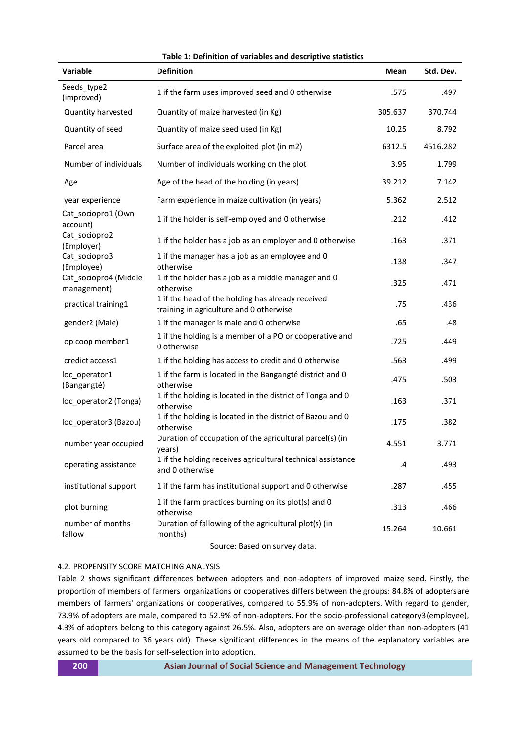**Table 1: Definition of variables and descriptive statistics**

| Variable | Definition | Mean | Std. Dev. |
|---|---|---|---|
| Seeds_type2 (improved) | 1 if the farm uses improved seed and 0 otherwise | .575 | .497 |
| Quantity harvested | Quantity of maize harvested (in Kg) | 305.637 | 370.744 |
| Quantity of seed | Quantity of maize seed used (in Kg) | 10.25 | 8.792 |
| Parcel area | Surface area of the exploited plot (in m2) | 6312.5 | 4516.282 |
| Number of individuals | Number of individuals working on the plot | 3.95 | 1.799 |
| Age | Age of the head of the holding (in years) | 39.212 | 7.142 |
| year experience | Farm experience in maize cultivation (in years) | 5.362 | 2.512 |
| Cat_sociopro1 (Own account) | 1 if the holder is self-employed and 0 otherwise | .212 | .412 |
| Cat_sociopro2 (Employer) | 1 if the holder has a job as an employer and 0 otherwise | .163 | .371 |
| Cat_sociopro3 (Employee) | 1 if the manager has a job as an employee and 0 otherwise | .138 | .347 |
| Cat_sociopro4 (Middle management) | 1 if the holder has a job as a middle manager and 0 otherwise | .325 | .471 |
| practical training1 | 1 if the head of the holding has already received training in agriculture and 0 otherwise | .75 | .436 |
| gender2 (Male) | 1 if the manager is male and 0 otherwise | .65 | .48 |
| op coop member1 | 1 if the holding is a member of a PO or cooperative and 0 otherwise | .725 | .449 |
| credict access1 | 1 if the holding has access to credit and 0 otherwise | .563 | .499 |
| loc_operator1 (Bangangté) | 1 if the farm is located in the Bangangté district and 0 otherwise | .475 | .503 |
| loc_operator2 (Tonga) | 1 if the holding is located in the district of Tonga and 0 otherwise | .163 | .371 |
| loc_operator3 (Bazou) | 1 if the holding is located in the district of Bazou and 0 otherwise | .175 | .382 |
| number year occupied | Duration of occupation of the agricultural parcel(s) (in years) | 4.551 | 3.771 |
| operating assistance | 1 if the holding receives agricultural technical assistance and 0 otherwise | .4 | .493 |
| institutional support | 1 if the farm has institutional support and 0 otherwise | .287 | .455 |
| plot burning | 1 if the farm practices burning on its plot(s) and 0 otherwise | .313 | .466 |
| number of months fallow | Duration of fallowing of the agricultural plot(s) (in months) | 15.264 | 10.661 |

Source: Based on survey data.

## 4.2. PROPENSITY SCORE MATCHING ANALYSIS

Table 2 shows significant differences between adopters and non-adopters of improved maize seed. Firstly, the proportion of members of farmers' organizations or cooperatives differs between the groups: 84.8% of adopters are members of farmers' organizations or cooperatives, compared to 55.9% of non-adopters. With regard to gender, 73.9% of adopters are male, compared to 52.9% of non-adopters. For the socio-professional category3 (employee), 4.3% of adopters belong to this category against 26.5%. Also, adopters are on average older than non-adopters (41 years old compared to 36 years old). These significant differences in the means of the explanatory variables are assumed to be the basis for self-selection into adoption.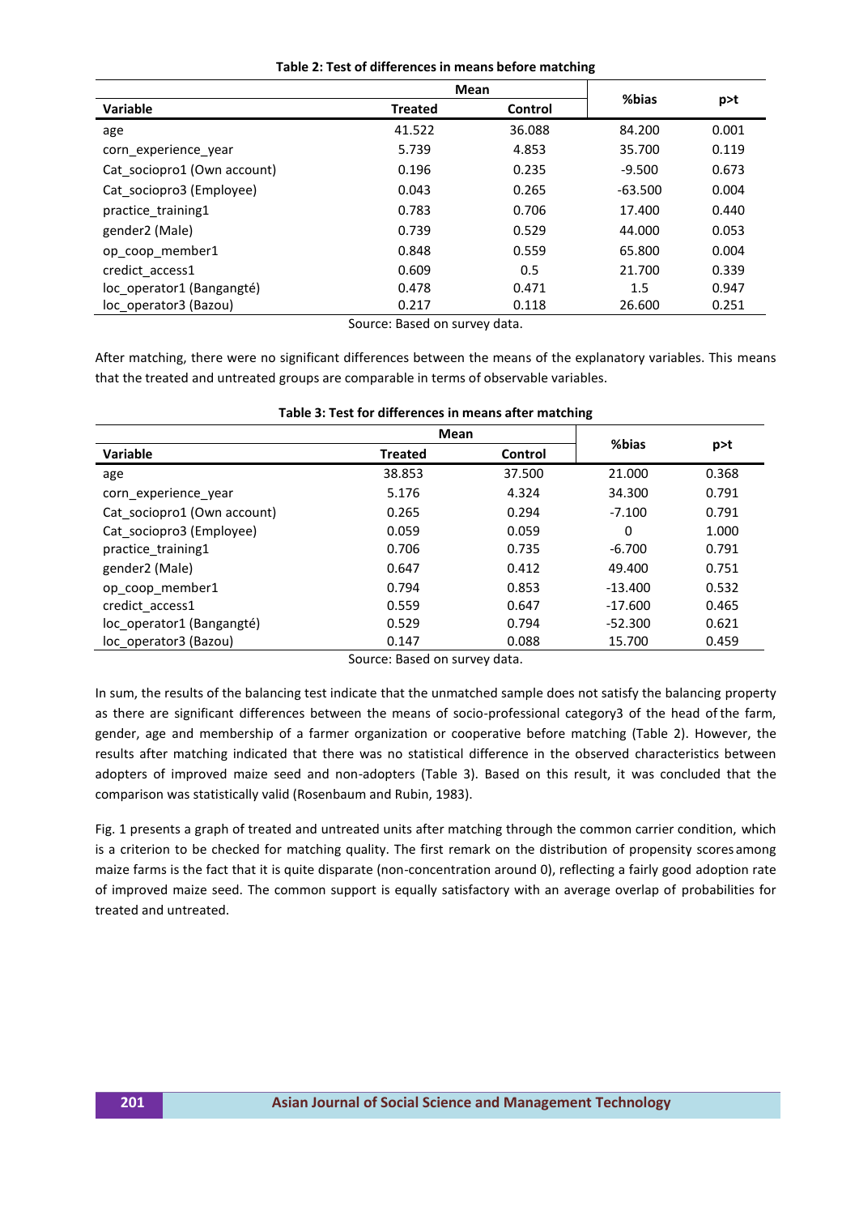**Table 2: Test of differences in means before matching**

| Variable | Mean | | %bias | p>t |
|---|---|---|---|---|
| | Treated | Control | | |
| age | 41.522 | 36.088 | 84.200 | 0.001 |
| corn_experience_year | 5.739 | 4.853 | 35.700 | 0.119 |
| Cat_sociopro1 (Own account) | 0.196 | 0.235 | -9.500 | 0.673 |
| Cat_sociopro3 (Employee) | 0.043 | 0.265 | -63.500 | 0.004 |
| practice_training1 | 0.783 | 0.706 | 17.400 | 0.440 |
| gender2 (Male) | 0.739 | 0.529 | 44.000 | 0.053 |
| op_coop_member1 | 0.848 | 0.559 | 65.800 | 0.004 |
| credict_access1 | 0.609 | 0.5 | 21.700 | 0.339 |
| loc_operator1 (Bangangté) | 0.478 | 0.471 | 1.5 | 0.947 |
| loc_operator3 (Bazou) | 0.217 | 0.118 | 26.600 | 0.251 |

Source: Based on survey data.

After matching, there were no significant differences between the means of the explanatory variables. This means that the treated and untreated groups are comparable in terms of observable variables.

**Table 3: Test for differences in means after matching**

| Variable | Mean | | %bias | p>t |
|---|---|---|---|---|
| | Treated | Control | | |
| age | 38.853 | 37.500 | 21.000 | 0.368 |
| corn_experience_year | 5.176 | 4.324 | 34.300 | 0.791 |
| Cat_sociopro1 (Own account) | 0.265 | 0.294 | -7.100 | 0.791 |
| Cat_sociopro3 (Employee) | 0.059 | 0.059 | 0 | 1.000 |
| practice_training1 | 0.706 | 0.735 | -6.700 | 0.791 |
| gender2 (Male) | 0.647 | 0.412 | 49.400 | 0.751 |
| op_coop_member1 | 0.794 | 0.853 | -13.400 | 0.532 |
| credict_access1 | 0.559 | 0.647 | -17.600 | 0.465 |
| loc_operator1 (Bangangté) | 0.529 | 0.794 | -52.300 | 0.621 |
| loc_operator3 (Bazou) | 0.147 | 0.088 | 15.700 | 0.459 |

Source: Based on survey data.

In sum, the results of the balancing test indicate that the unmatched sample does not satisfy the balancing property as there are significant differences between the means of socio-professional category3 of the head of the farm, gender, age and membership of a farmer organization or cooperative before matching (Table 2). However, the results after matching indicated that there was no statistical difference in the observed characteristics between adopters of improved maize seed and non-adopters (Table 3). Based on this result, it was concluded that the comparison was statistically valid (Rosenbaum and Rubin, 1983).

Fig. 1 presents a graph of treated and untreated units after matching through the common carrier condition, which is a criterion to be checked for matching quality. The first remark on the distribution of propensity scores among maize farms is the fact that it is quite disparate (non-concentration around 0), reflecting a fairly good adoption rate of improved maize seed. The common support is equally satisfactory with an average overlap of probabilities for treated and untreated.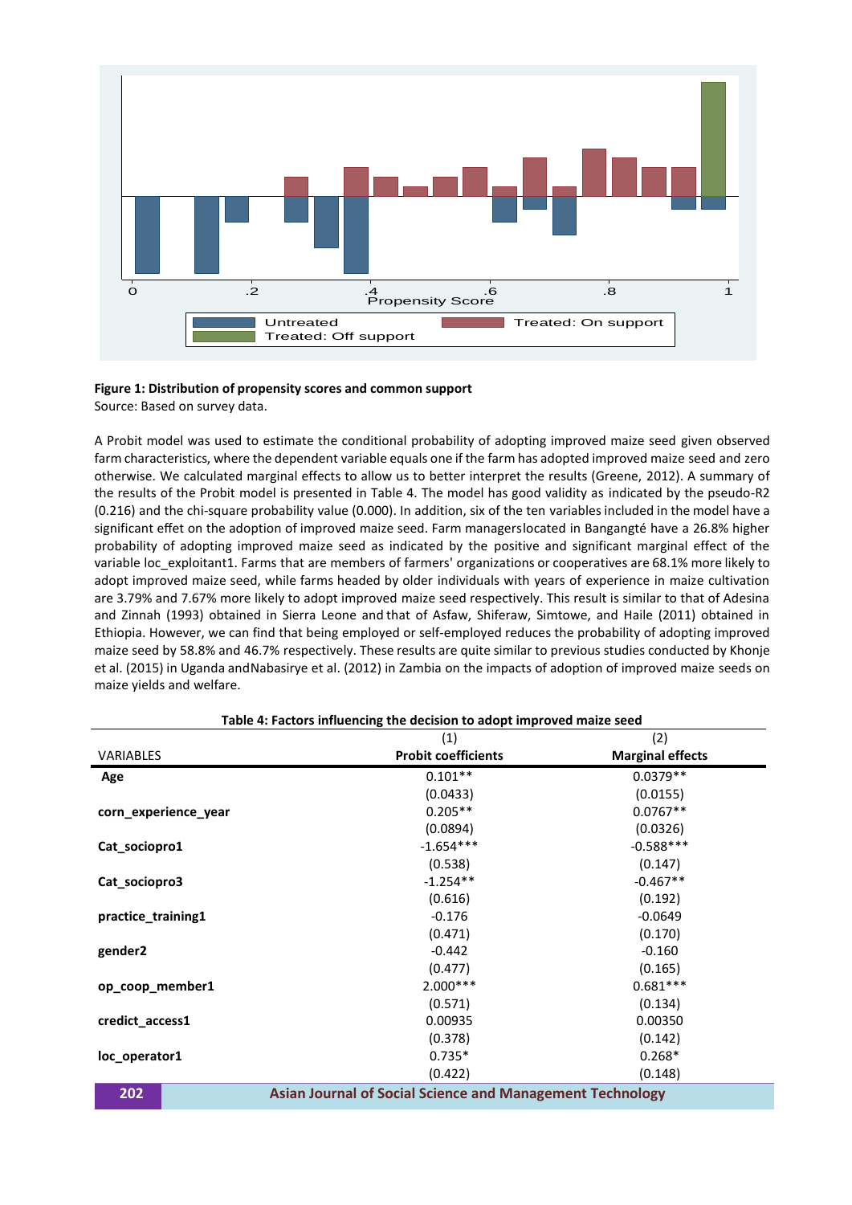**Figure 1: Distribution of propensity scores and common support**
Source: Based on survey data.

A Probit model was used to estimate the conditional probability of adopting improved maize seed given observed farm characteristics, where the dependent variable equals one if the farm has adopted improved maize seed and zero otherwise. We calculated marginal effects to allow us to better interpret the results (Greene, 2012). A summary of the results of the Probit model is presented in Table 4. The model has good validity as indicated by the pseudo-R2 (0.216) and the chi-square probability value (0.000). In addition, six of the ten variables included in the model have a significant effet on the adoption of improved maize seed. Farm managerslocated in Bangangté have a 26.8% higher probability of adopting improved maize seed as indicated by the positive and significant marginal effect of the variable loc_exploitant1. Farms that are members of farmers' organizations or cooperatives are 68.1% more likely to adopt improved maize seed, while farms headed by older individuals with years of experience in maize cultivation are 3.79% and 7.67% more likely to adopt improved maize seed respectively. This result is similar to that of Adesina and Zinnah (1993) obtained in Sierra Leone and that of Asfaw, Shiferaw, Simtowe, and Haile (2011) obtained in Ethiopia. However, we can find that being employed or self-employed reduces the probability of adopting improved maize seed by 58.8% and 46.7% respectively. These results are quite similar to previous studies conducted by Khonje et al. (2015) in Uganda andNabasirye et al. (2012) in Zambia on the impacts of adoption of improved maize seeds on maize yields and welfare.

**Table 4: Factors influencing the decision to adopt improved maize seed**

| | (1) | (2) |
|---|---|---|
| VARIABLES | **Probit coefficients** | **Marginal effects** |
| **Age** | 0.101** | 0.0379** |
| | (0.0433) | (0.0155) |
| **corn_experience_year** | 0.205** | 0.0767** |
| | (0.0894) | (0.0326) |
| **Cat_sociopro1** | -1.654*** | -0.588*** |
| | (0.538) | (0.147) |
| **Cat_sociopro3** | -1.254** | -0.467** |
| | (0.616) | (0.192) |
| **practice_training1** | -0.176 | -0.0649 |
| | (0.471) | (0.170) |
| **gender2** | -0.442 | -0.160 |
| | (0.477) | (0.165) |
| **op_coop_member1** | 2.000*** | 0.681*** |
| | (0.571) | (0.134) |
| **credict_access1** | 0.00935 | 0.00350 |
| | (0.378) | (0.142) |
| **loc_operator1** | 0.735* | 0.268* |
| | (0.422) | (0.148) |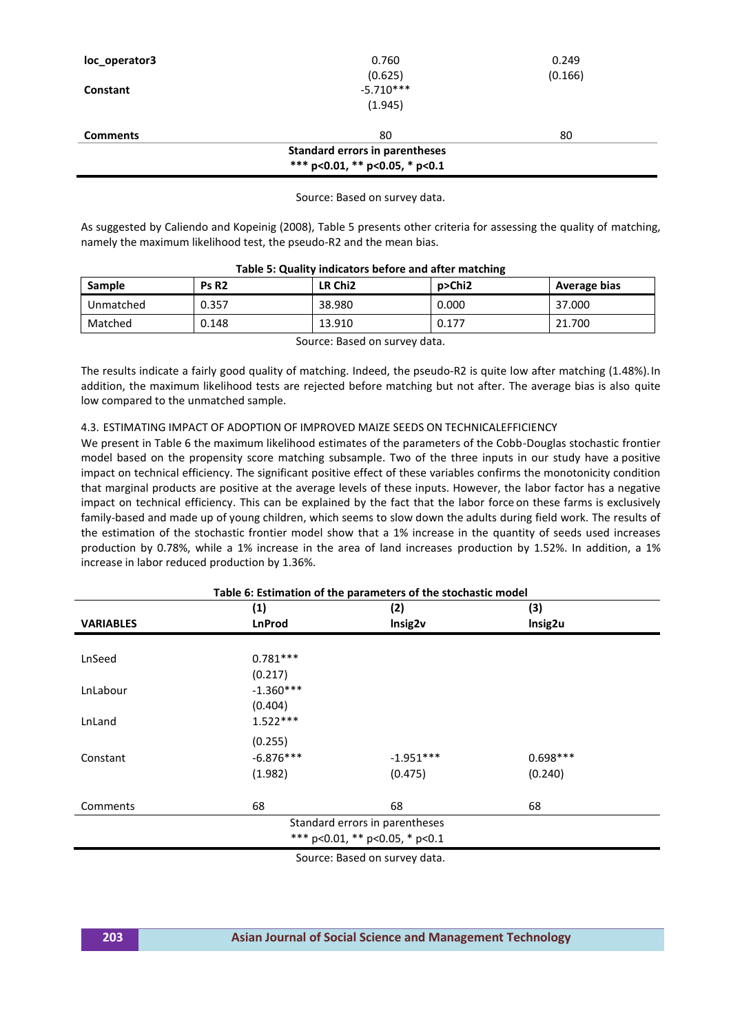| | | |
|---|---|---|
| **loc_operator3** | 0.760 | 0.249 |
| | (0.625) | (0.166) |
| **Constant** | -5.710*** | |
| | (1.945) | |
| **Comments** | 80 | 80 |

**Standard errors in parentheses**
*** p<0.01, ** p<0.05, * p<0.1

Source: Based on survey data.

As suggested by Caliendo and Kopeinig (2008), Table 5 presents other criteria for assessing the quality of matching, namely the maximum likelihood test, the pseudo-R2 and the mean bias.

**Table 5: Quality indicators before and after matching**

| Sample | Ps R2 | LR Chi2 | p>Chi2 | Average bias |
|---|---|---|---|---|
| Unmatched | 0.357 | 38.980 | 0.000 | 37.000 |
| Matched | 0.148 | 13.910 | 0.177 | 21.700 |

Source: Based on survey data.

The results indicate a fairly good quality of matching. Indeed, the pseudo-R2 is quite low after matching (1.48%). In addition, the maximum likelihood tests are rejected before matching but not after. The average bias is also quite low compared to the unmatched sample.

### 4.3. ESTIMATING IMPACT OF ADOPTION OF IMPROVED MAIZE SEEDS ON TECHNICALEFFICIENCY

We present in Table 6 the maximum likelihood estimates of the parameters of the Cobb-Douglas stochastic frontier model based on the propensity score matching subsample. Two of the three inputs in our study have a positive impact on technical efficiency. The significant positive effect of these variables confirms the monotonicity condition that marginal products are positive at the average levels of these inputs. However, the labor factor has a negative impact on technical efficiency. This can be explained by the fact that the labor force on these farms is exclusively family-based and made up of young children, which seems to slow down the adults during field work. The results of the estimation of the stochastic frontier model show that a 1% increase in the quantity of seeds used increases production by 0.78%, while a 1% increase in the area of land increases production by 1.52%. In addition, a 1% increase in labor reduced production by 1.36%.

**Table 6: Estimation of the parameters of the stochastic model**

| **VARIABLES** | **(1)** **LnProd** | **(2)** **lnsig2v** | **(3)** **lnsig2u** |
|---|---|---|---|
| LnSeed | 0.781*** | | |
| | (0.217) | | |
| LnLabour | -1.360*** | | |
| | (0.404) | | |
| LnLand | 1.522*** | | |
| | (0.255) | | |
| Constant | -6.876*** | -1.951*** | 0.698*** |
| | (1.982) | (0.475) | (0.240) |
| Comments | 68 | 68 | 68 |

Standard errors in parentheses
*** p<0.01, ** p<0.05, * p<0.1

Source: Based on survey data.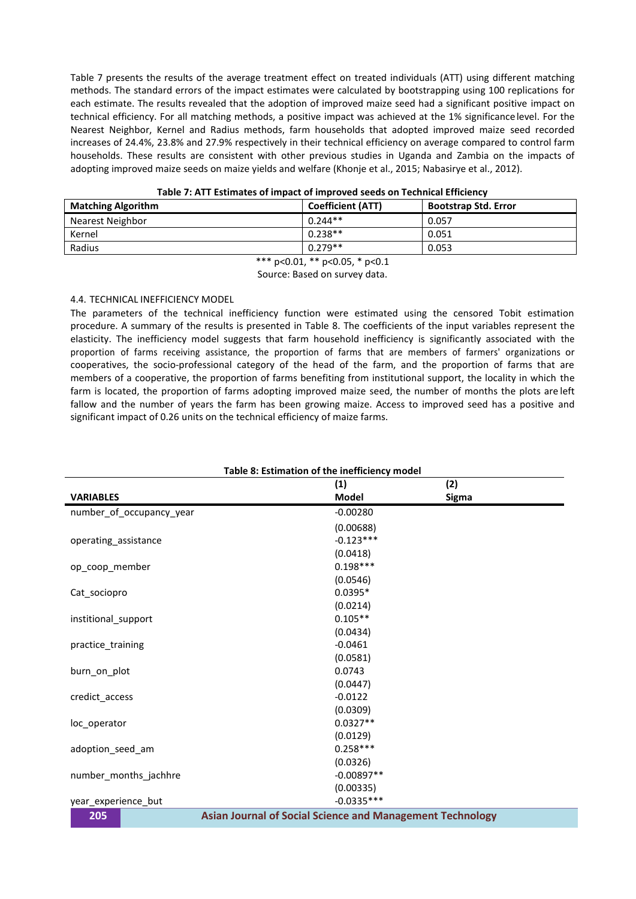Table 7 presents the results of the average treatment effect on treated individuals (ATT) using different matching methods. The standard errors of the impact estimates were calculated by bootstrapping using 100 replications for each estimate. The results revealed that the adoption of improved maize seed had a significant positive impact on technical efficiency. For all matching methods, a positive impact was achieved at the 1% significance level. For the Nearest Neighbor, Kernel and Radius methods, farm households that adopted improved maize seed recorded increases of 24.4%, 23.8% and 27.9% respectively in their technical efficiency on average compared to control farm households. These results are consistent with other previous studies in Uganda and Zambia on the impacts of adopting improved maize seeds on maize yields and welfare (Khonje et al., 2015; Nabasirye et al., 2012).

**Table 7: ATT Estimates of impact of improved seeds on Technical Efficiency**

| Matching Algorithm | Coefficient (ATT) | Bootstrap Std. Error |
|---|---|---|
| Nearest Neighbor | 0.244** | 0.057 |
| Kernel | 0.238** | 0.051 |
| Radius | 0.279** | 0.053 |

*** p<0.01, ** p<0.05, * p<0.1

Source: Based on survey data.

### 4.4. TECHNICAL INEFFICIENCY MODEL

The parameters of the technical inefficiency function were estimated using the censored Tobit estimation procedure. A summary of the results is presented in Table 8. The coefficients of the input variables represent the elasticity. The inefficiency model suggests that farm household inefficiency is significantly associated with the proportion of farms receiving assistance, the proportion of farms that are members of farmers' organizations or cooperatives, the socio-professional category of the head of the farm, and the proportion of farms that are members of a cooperative, the proportion of farms benefiting from institutional support, the locality in which the farm is located, the proportion of farms adopting improved maize seed, the number of months the plots are left fallow and the number of years the farm has been growing maize. Access to improved seed has a positive and significant impact of 0.26 units on the technical efficiency of maize farms.

**Table 8: Estimation of the inefficiency model**

| VARIABLES | (1) Model | (2) Sigma |
|---|---|---|
| number_of_occupancy_year | -0.00280 | |
| | (0.00688) | |
| operating_assistance | -0.123*** | |
| | (0.0418) | |
| op_coop_member | 0.198*** | |
| | (0.0546) | |
| Cat_sociopro | 0.0395* | |
| | (0.0214) | |
| institional_support | 0.105** | |
| | (0.0434) | |
| practice_training | -0.0461 | |
| | (0.0581) | |
| burn_on_plot | 0.0743 | |
| | (0.0447) | |
| credict_access | -0.0122 | |
| | (0.0309) | |
| loc_operator | 0.0327** | |
| | (0.0129) | |
| adoption_seed_am | 0.258*** | |
| | (0.0326) | |
| number_months_jachhre | -0.00897** | |
| | (0.00335) | |
| year_experience_but | -0.0335*** | |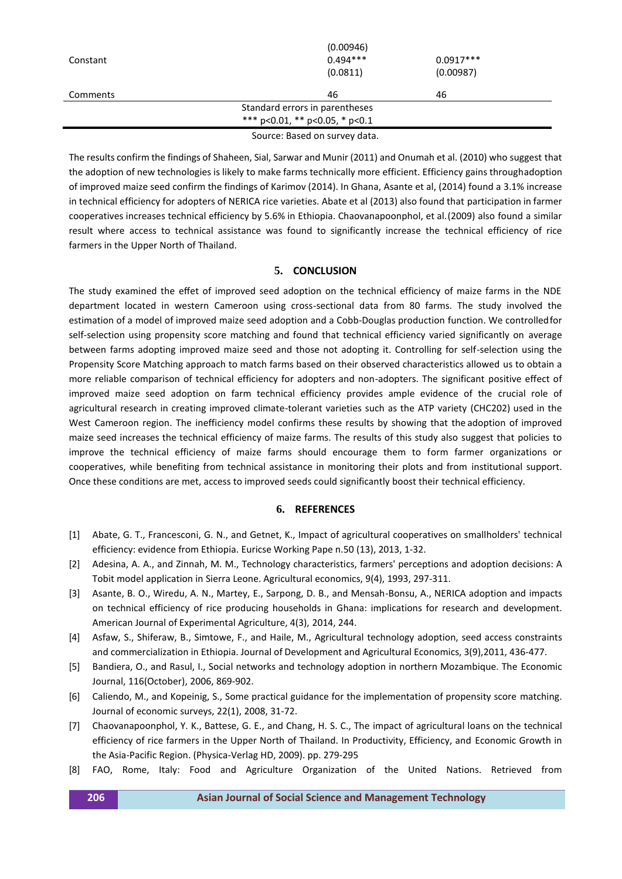| | | |
|---|---|---|
| | (0.00946) | |
| Constant | 0.494*** | 0.0917*** |
| | (0.0811) | (0.00987) |
| Comments | 46 | 46 |

Standard errors in parentheses
*** p<0.01, ** p<0.05, * p<0.1

Source: Based on survey data.

The results confirm the findings of Shaheen, Sial, Sarwar and Munir (2011) and Onumah et al. (2010) who suggest that the adoption of new technologies is likely to make farms technically more efficient. Efficiency gains throughadoption of improved maize seed confirm the findings of Karimov (2014). In Ghana, Asante et al, (2014) found a 3.1% increase in technical efficiency for adopters of NERICA rice varieties. Abate et al (2013) also found that participation in farmer cooperatives increases technical efficiency by 5.6% in Ethiopia. Chaovanapoonphol, et al.(2009) also found a similar result where access to technical assistance was found to significantly increase the technical efficiency of rice farmers in the Upper North of Thailand.

## 5. CONCLUSION

The study examined the effet of improved seed adoption on the technical efficiency of maize farms in the NDE department located in western Cameroon using cross-sectional data from 80 farms. The study involved the estimation of a model of improved maize seed adoption and a Cobb-Douglas production function. We controlledfor self-selection using propensity score matching and found that technical efficiency varied significantly on average between farms adopting improved maize seed and those not adopting it. Controlling for self-selection using the Propensity Score Matching approach to match farms based on their observed characteristics allowed us to obtain a more reliable comparison of technical efficiency for adopters and non-adopters. The significant positive effect of improved maize seed adoption on farm technical efficiency provides ample evidence of the crucial role of agricultural research in creating improved climate-tolerant varieties such as the ATP variety (CHC202) used in the West Cameroon region. The inefficiency model confirms these results by showing that the adoption of improved maize seed increases the technical efficiency of maize farms. The results of this study also suggest that policies to improve the technical efficiency of maize farms should encourage them to form farmer organizations or cooperatives, while benefiting from technical assistance in monitoring their plots and from institutional support. Once these conditions are met, access to improved seeds could significantly boost their technical efficiency.

## 6. REFERENCES

[1] Abate, G. T., Francesconi, G. N., and Getnet, K., Impact of agricultural cooperatives on smallholders' technical efficiency: evidence from Ethiopia. Euricse Working Pape n.50 (13), 2013, 1-32.

[2] Adesina, A. A., and Zinnah, M. M., Technology characteristics, farmers' perceptions and adoption decisions: A Tobit model application in Sierra Leone. Agricultural economics, 9(4), 1993, 297-311.

[3] Asante, B. O., Wiredu, A. N., Martey, E., Sarpong, D. B., and Mensah-Bonsu, A., NERICA adoption and impacts on technical efficiency of rice producing households in Ghana: implications for research and development. American Journal of Experimental Agriculture, 4(3), 2014, 244.

[4] Asfaw, S., Shiferaw, B., Simtowe, F., and Haile, M., Agricultural technology adoption, seed access constraints and commercialization in Ethiopia. Journal of Development and Agricultural Economics, 3(9),2011, 436-477.

[5] Bandiera, O., and Rasul, I., Social networks and technology adoption in northern Mozambique. The Economic Journal, 116(October), 2006, 869-902.

[6] Caliendo, M., and Kopeinig, S., Some practical guidance for the implementation of propensity score matching. Journal of economic surveys, 22(1), 2008, 31-72.

[7] Chaovanapoonphol, Y. K., Battese, G. E., and Chang, H. S. C., The impact of agricultural loans on the technical efficiency of rice farmers in the Upper North of Thailand. In Productivity, Efficiency, and Economic Growth in the Asia-Pacific Region. (Physica-Verlag HD, 2009). pp. 279-295

[8] FAO, Rome, Italy: Food and Agriculture Organization of the United Nations. Retrieved from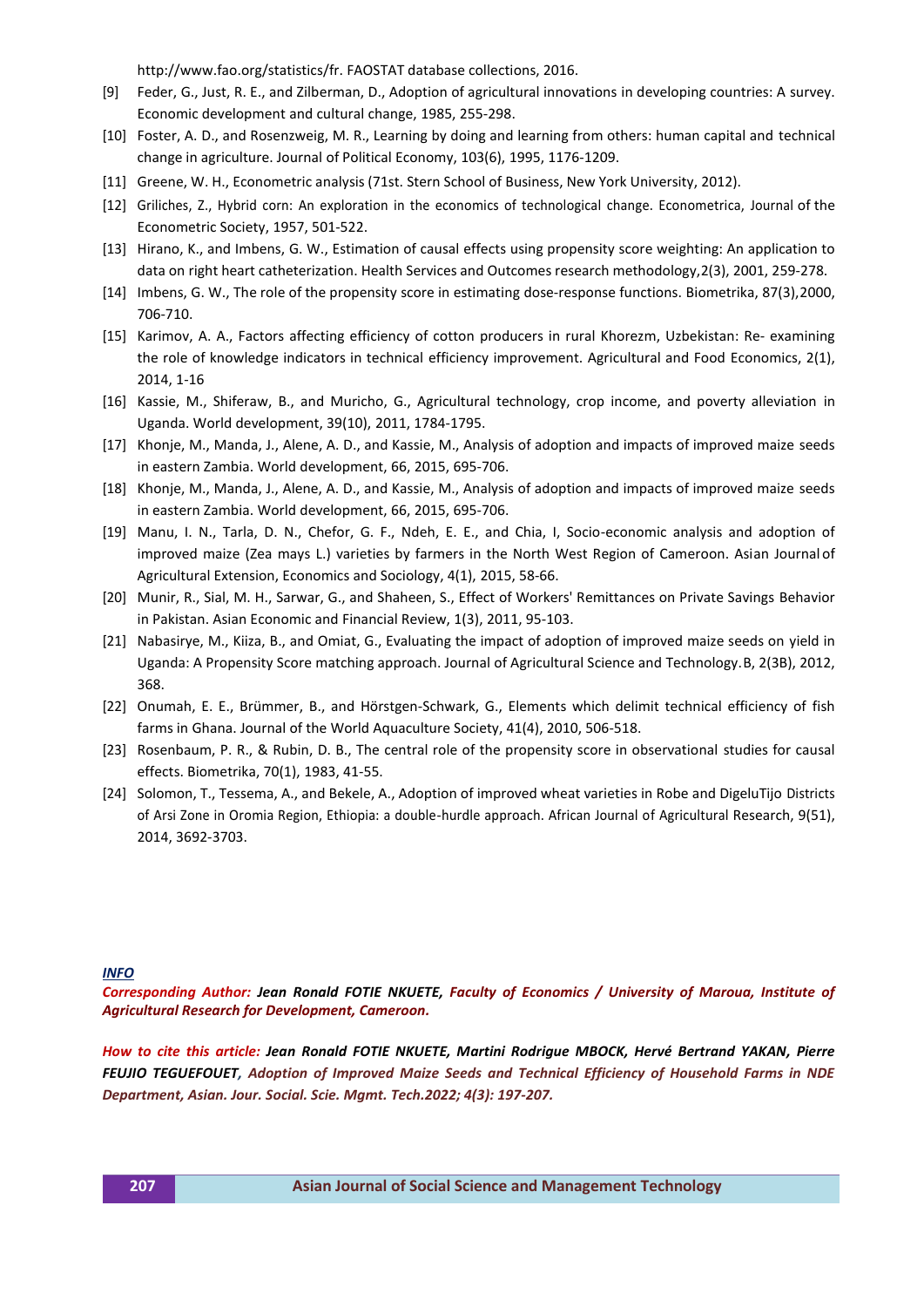http://www.fao.org/statistics/fr. FAOSTAT database collections, 2016.

[9] Feder, G., Just, R. E., and Zilberman, D., Adoption of agricultural innovations in developing countries: A survey. Economic development and cultural change, 1985, 255-298.

[10] Foster, A. D., and Rosenzweig, M. R., Learning by doing and learning from others: human capital and technical change in agriculture. Journal of Political Economy, 103(6), 1995, 1176-1209.

[11] Greene, W. H., Econometric analysis (71st. Stern School of Business, New York University, 2012).

[12] Griliches, Z., Hybrid corn: An exploration in the economics of technological change. Econometrica, Journal of the Econometric Society, 1957, 501-522.

[13] Hirano, K., and Imbens, G. W., Estimation of causal effects using propensity score weighting: An application to data on right heart catheterization. Health Services and Outcomes research methodology,2(3), 2001, 259-278.

[14] Imbens, G. W., The role of the propensity score in estimating dose-response functions. Biometrika, 87(3),2000, 706-710.

[15] Karimov, A. A., Factors affecting efficiency of cotton producers in rural Khorezm, Uzbekistan: Re- examining the role of knowledge indicators in technical efficiency improvement. Agricultural and Food Economics, 2(1), 2014, 1-16

[16] Kassie, M., Shiferaw, B., and Muricho, G., Agricultural technology, crop income, and poverty alleviation in Uganda. World development, 39(10), 2011, 1784-1795.

[17] Khonje, M., Manda, J., Alene, A. D., and Kassie, M., Analysis of adoption and impacts of improved maize seeds in eastern Zambia. World development, 66, 2015, 695-706.

[18] Khonje, M., Manda, J., Alene, A. D., and Kassie, M., Analysis of adoption and impacts of improved maize seeds in eastern Zambia. World development, 66, 2015, 695-706.

[19] Manu, I. N., Tarla, D. N., Chefor, G. F., Ndeh, E. E., and Chia, I, Socio-economic analysis and adoption of improved maize (Zea mays L.) varieties by farmers in the North West Region of Cameroon. Asian Journal of Agricultural Extension, Economics and Sociology, 4(1), 2015, 58-66.

[20] Munir, R., Sial, M. H., Sarwar, G., and Shaheen, S., Effect of Workers' Remittances on Private Savings Behavior in Pakistan. Asian Economic and Financial Review, 1(3), 2011, 95-103.

[21] Nabasirye, M., Kiiza, B., and Omiat, G., Evaluating the impact of adoption of improved maize seeds on yield in Uganda: A Propensity Score matching approach. Journal of Agricultural Science and Technology.B, 2(3B), 2012, 368.

[22] Onumah, E. E., Brümmer, B., and Hörstgen-Schwark, G., Elements which delimit technical efficiency of fish farms in Ghana. Journal of the World Aquaculture Society, 41(4), 2010, 506-518.

[23] Rosenbaum, P. R., & Rubin, D. B., The central role of the propensity score in observational studies for causal effects. Biometrika, 70(1), 1983, 41-55.

[24] Solomon, T., Tessema, A., and Bekele, A., Adoption of improved wheat varieties in Robe and DigeluTijo Districts of Arsi Zone in Oromia Region, Ethiopia: a double-hurdle approach. African Journal of Agricultural Research, 9(51), 2014, 3692-3703.

***INFO***

***Corresponding Author:** **Jean Ronald FOTIE NKUETE**, Faculty of Economics / University of Maroua, Institute of Agricultural Research for Development, Cameroon.*

***How to cite this article:** **Jean Ronald FOTIE NKUETE, Martini Rodrigue MBOCK, Hervé Bertrand YAKAN, Pierre FEUJIO TEGUEFOUET**, Adoption of Improved Maize Seeds and Technical Efficiency of Household Farms in NDE Department, Asian. Jour. Social. Scie. Mgmt. Tech.2022; 4(3): 197-207.*